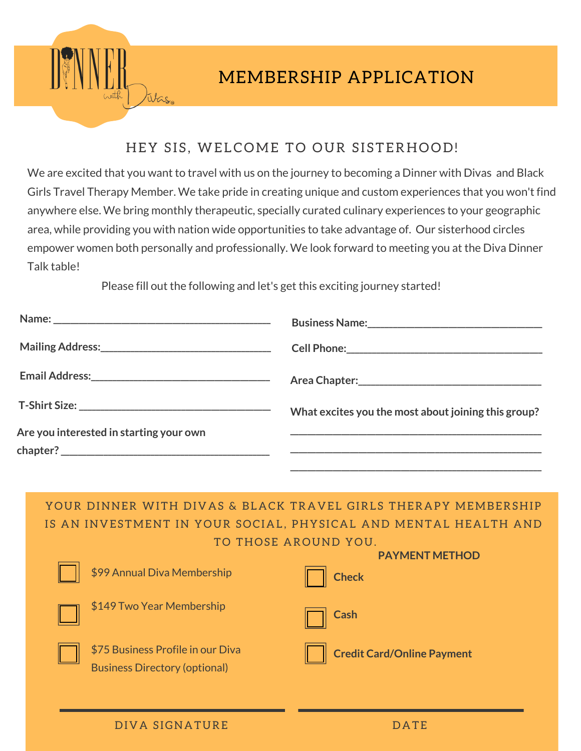Dinner with Divas

# MEMBERSHIP APPLICATION

## HEY SIS, WELCOME TO OUR SISTERHOOD!

We are excited that you want to travel with us on the journey to becoming a Dinner with Divas and Black Girls Travel Therapy Member. We take pride in creating unique and custom experiences that you won't find anywhere else. We bring monthly therapeutic, specially curated culinary experiences to your geographic area, while providing you with nation wide opportunities to take advantage of. Our sisterhood circles empower women both personally and professionally. We look forward to meeting you at the Diva Dinner Talk table!

Please fill out the following and let's get this exciting journey started!

**Name:** ________________________________________

**Mailing Address:** ________________________________

**Email Address:** __________________________________

**T-Shirt Size:** ___________________________________

**Are you interested in starting your own chapter?** ______________________________

**Business Name:** _________________________________

**Cell Phone:** ____________________________________

**Area Chapter:** __________________________________

**What excites you the most about joining this group?**

______________________________________________

______________________________________________

______________________________________________

YOUR DINNER WITH DIVAS & BLACK TRAVEL GIRLS THERAPY MEMBERSHIP IS AN INVESTMENT IN YOUR SOCIAL, PHYSICAL AND MENTAL HEALTH AND TO THOSE AROUND YOU.

- ☐ $99 Annual Diva Membership
- ☐ $149 Two Year Membership
- ☐ $75 Business Profile in our Diva Business Directory (optional)

**PAYMENT METHOD**

- ☐ **Check**
- ☐ **Cash**
- ☐ **Credit Card/Online Payment**

______________________ DIVA SIGNATURE

______________________ DATE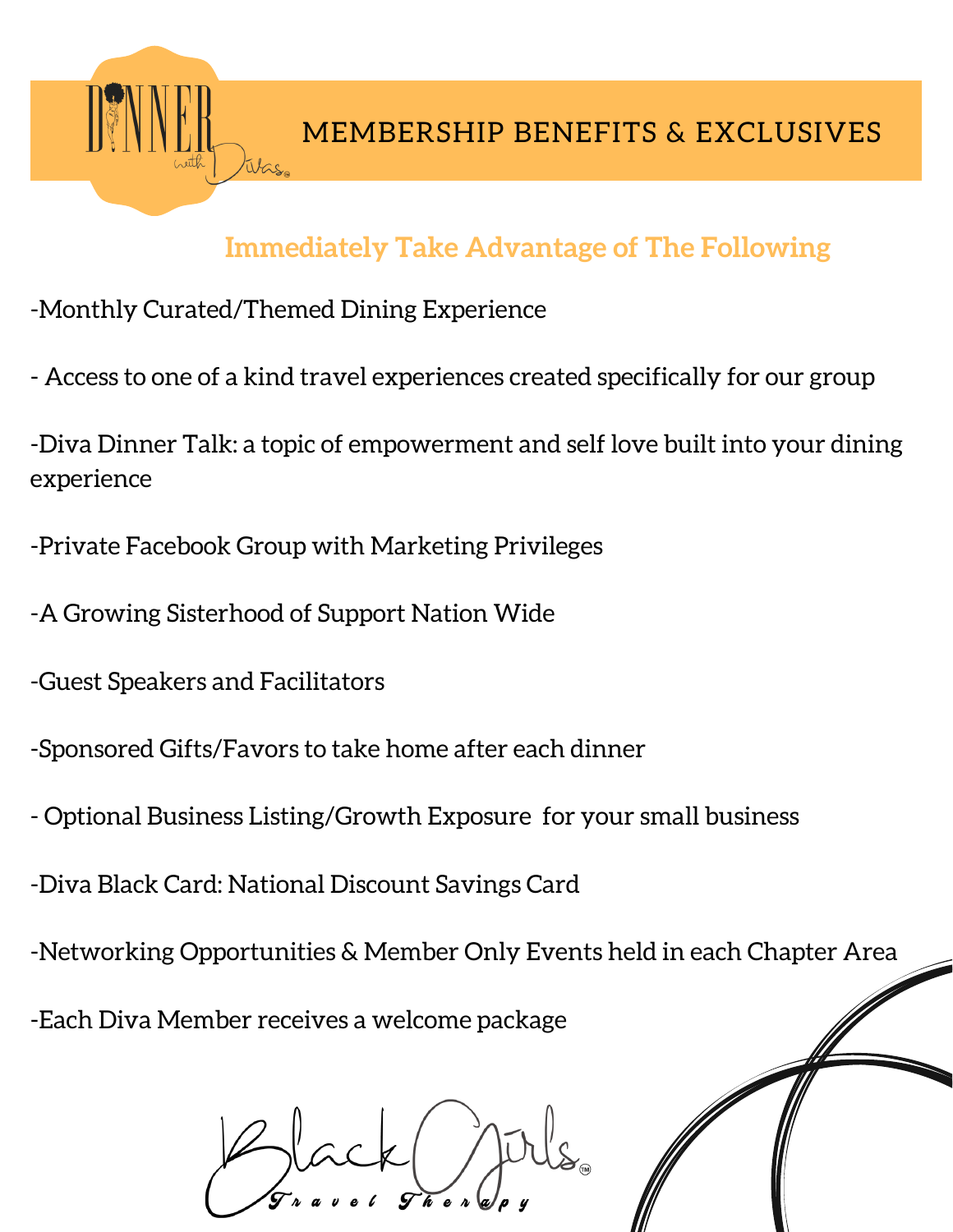# MEMBERSHIP BENEFITS & EXCLUSIVES

## Immediately Take Advantage of The Following

-Monthly Curated/Themed Dining Experience

- Access to one of a kind travel experiences created specifically for our group

-Diva Dinner Talk: a topic of empowerment and self love built into your dining experience

-Private Facebook Group with Marketing Privileges

-A Growing Sisterhood of Support Nation Wide

-Guest Speakers and Facilitators

-Sponsored Gifts/Favors to take home after each dinner

- Optional Business Listing/Growth Exposure  for your small business

-Diva Black Card: National Discount Savings Card

-Networking Opportunities & Member Only Events held in each Chapter Area

-Each Diva Member receives a welcome package

Black Girls™ Travel Therapy